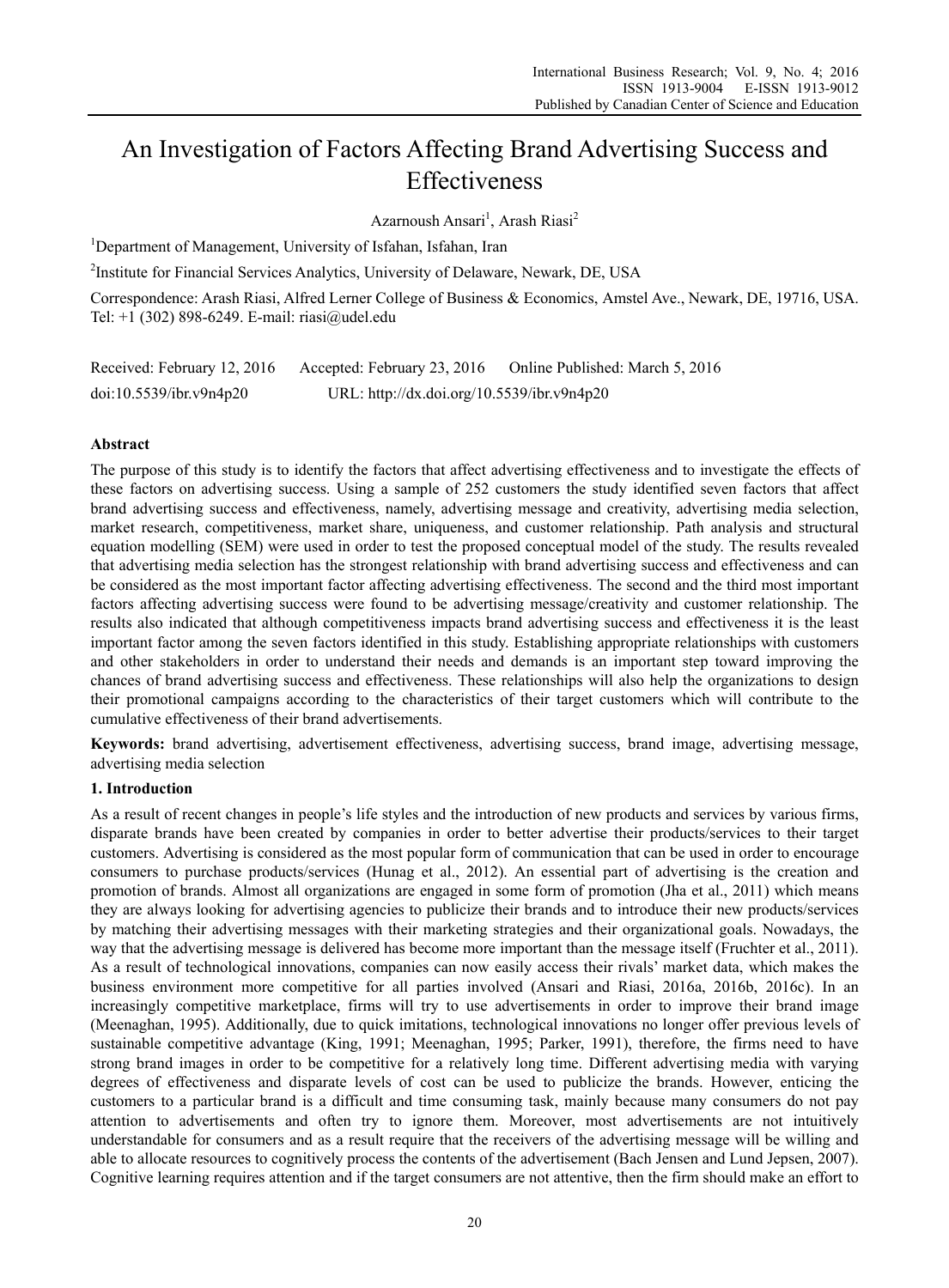# An Investigation of Factors Affecting Brand Advertising Success and Effectiveness

Azarnoush Ansari[1], Arash Riasi[2]

[1]Department of Management, University of Isfahan, Isfahan, Iran

[2]Institute for Financial Services Analytics, University of Delaware, Newark, DE, USA

Correspondence: Arash Riasi, Alfred Lerner College of Business & Economics, Amstel Ave., Newark, DE, 19716, USA. Tel: +1 (302) 898-6249. E-mail: riasi@udel.edu

Received: February 12, 2016 Accepted: February 23, 2016 Online Published: March 5, 2016

doi:10.5539/ibr.v9n4p20 URL: http://dx.doi.org/10.5539/ibr.v9n4p20

## Abstract

The purpose of this study is to identify the factors that affect advertising effectiveness and to investigate the effects of these factors on advertising success. Using a sample of 252 customers the study identified seven factors that affect brand advertising success and effectiveness, namely, advertising message and creativity, advertising media selection, market research, competitiveness, market share, uniqueness, and customer relationship. Path analysis and structural equation modelling (SEM) were used in order to test the proposed conceptual model of the study. The results revealed that advertising media selection has the strongest relationship with brand advertising success and effectiveness and can be considered as the most important factor affecting advertising effectiveness. The second and the third most important factors affecting advertising success were found to be advertising message/creativity and customer relationship. The results also indicated that although competitiveness impacts brand advertising success and effectiveness it is the least important factor among the seven factors identified in this study. Establishing appropriate relationships with customers and other stakeholders in order to understand their needs and demands is an important step toward improving the chances of brand advertising success and effectiveness. These relationships will also help the organizations to design their promotional campaigns according to the characteristics of their target customers which will contribute to the cumulative effectiveness of their brand advertisements.

**Keywords:** brand advertising, advertisement effectiveness, advertising success, brand image, advertising message, advertising media selection

## 1. Introduction

As a result of recent changes in people's life styles and the introduction of new products and services by various firms, disparate brands have been created by companies in order to better advertise their products/services to their target customers. Advertising is considered as the most popular form of communication that can be used in order to encourage consumers to purchase products/services (Hunag et al., 2012). An essential part of advertising is the creation and promotion of brands. Almost all organizations are engaged in some form of promotion (Jha et al., 2011) which means they are always looking for advertising agencies to publicize their brands and to introduce their new products/services by matching their advertising messages with their marketing strategies and their organizational goals. Nowadays, the way that the advertising message is delivered has become more important than the message itself (Fruchter et al., 2011). As a result of technological innovations, companies can now easily access their rivals' market data, which makes the business environment more competitive for all parties involved (Ansari and Riasi, 2016a, 2016b, 2016c). In an increasingly competitive marketplace, firms will try to use advertisements in order to improve their brand image (Meenaghan, 1995). Additionally, due to quick imitations, technological innovations no longer offer previous levels of sustainable competitive advantage (King, 1991; Meenaghan, 1995; Parker, 1991), therefore, the firms need to have strong brand images in order to be competitive for a relatively long time. Different advertising media with varying degrees of effectiveness and disparate levels of cost can be used to publicize the brands. However, enticing the customers to a particular brand is a difficult and time consuming task, mainly because many consumers do not pay attention to advertisements and often try to ignore them. Moreover, most advertisements are not intuitively understandable for consumers and as a result require that the receivers of the advertising message will be willing and able to allocate resources to cognitively process the contents of the advertisement (Bach Jensen and Lund Jepsen, 2007). Cognitive learning requires attention and if the target consumers are not attentive, then the firm should make an effort to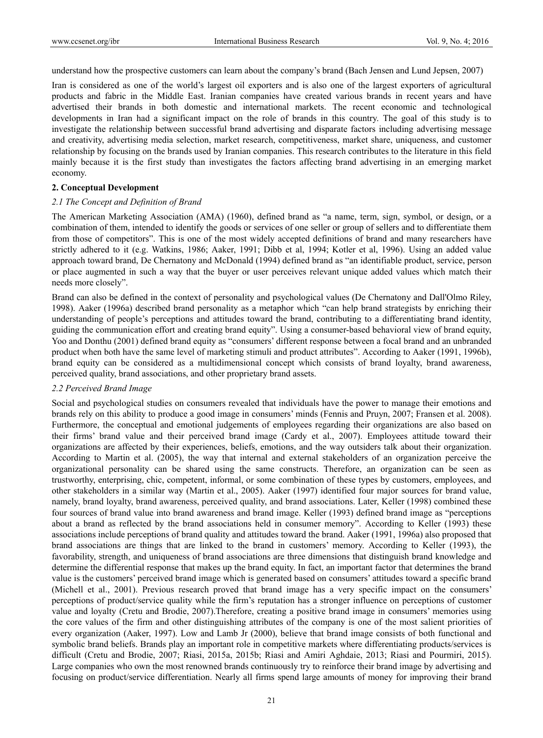understand how the prospective customers can learn about the company's brand (Bach Jensen and Lund Jepsen, 2007)

Iran is considered as one of the world's largest oil exporters and is also one of the largest exporters of agricultural products and fabric in the Middle East. Iranian companies have created various brands in recent years and have advertised their brands in both domestic and international markets. The recent economic and technological developments in Iran had a significant impact on the role of brands in this country. The goal of this study is to investigate the relationship between successful brand advertising and disparate factors including advertising message and creativity, advertising media selection, market research, competitiveness, market share, uniqueness, and customer relationship by focusing on the brands used by Iranian companies. This research contributes to the literature in this field mainly because it is the first study than investigates the factors affecting brand advertising in an emerging market economy.

## 2. Conceptual Development

### *2.1 The Concept and Definition of Brand*

The American Marketing Association (AMA) (1960), defined brand as "a name, term, sign, symbol, or design, or a combination of them, intended to identify the goods or services of one seller or group of sellers and to differentiate them from those of competitors". This is one of the most widely accepted definitions of brand and many researchers have strictly adhered to it (e.g. Watkins, 1986; Aaker, 1991; Dibb et al, 1994; Kotler et al, 1996). Using an added value approach toward brand, De Chernatony and McDonald (1994) defined brand as "an identifiable product, service, person or place augmented in such a way that the buyer or user perceives relevant unique added values which match their needs more closely".

Brand can also be defined in the context of personality and psychological values (De Chernatony and Dall'Olmo Riley, 1998). Aaker (1996a) described brand personality as a metaphor which "can help brand strategists by enriching their understanding of people's perceptions and attitudes toward the brand, contributing to a differentiating brand identity, guiding the communication effort and creating brand equity". Using a consumer-based behavioral view of brand equity, Yoo and Donthu (2001) defined brand equity as "consumers' different response between a focal brand and an unbranded product when both have the same level of marketing stimuli and product attributes". According to Aaker (1991, 1996b), brand equity can be considered as a multidimensional concept which consists of brand loyalty, brand awareness, perceived quality, brand associations, and other proprietary brand assets.

### *2.2 Perceived Brand Image*

Social and psychological studies on consumers revealed that individuals have the power to manage their emotions and brands rely on this ability to produce a good image in consumers' minds (Fennis and Pruyn, 2007; Fransen et al. 2008). Furthermore, the conceptual and emotional judgements of employees regarding their organizations are also based on their firms' brand value and their perceived brand image (Cardy et al., 2007). Employees attitude toward their organizations are affected by their experiences, beliefs, emotions, and the way outsiders talk about their organization. According to Martin et al. (2005), the way that internal and external stakeholders of an organization perceive the organizational personality can be shared using the same constructs. Therefore, an organization can be seen as trustworthy, enterprising, chic, competent, informal, or some combination of these types by customers, employees, and other stakeholders in a similar way (Martin et al., 2005). Aaker (1997) identified four major sources for brand value, namely, brand loyalty, brand awareness, perceived quality, and brand associations. Later, Keller (1998) combined these four sources of brand value into brand awareness and brand image. Keller (1993) defined brand image as "perceptions about a brand as reflected by the brand associations held in consumer memory". According to Keller (1993) these associations include perceptions of brand quality and attitudes toward the brand. Aaker (1991, 1996a) also proposed that brand associations are things that are linked to the brand in customers' memory. According to Keller (1993), the favorability, strength, and uniqueness of brand associations are three dimensions that distinguish brand knowledge and determine the differential response that makes up the brand equity. In fact, an important factor that determines the brand value is the customers' perceived brand image which is generated based on consumers' attitudes toward a specific brand (Michell et al., 2001). Previous research proved that brand image has a very specific impact on the consumers' perceptions of product/service quality while the firm's reputation has a stronger influence on perceptions of customer value and loyalty (Cretu and Brodie, 2007).Therefore, creating a positive brand image in consumers' memories using the core values of the firm and other distinguishing attributes of the company is one of the most salient priorities of every organization (Aaker, 1997). Low and Lamb Jr (2000), believe that brand image consists of both functional and symbolic brand beliefs. Brands play an important role in competitive markets where differentiating products/services is difficult (Cretu and Brodie, 2007; Riasi, 2015a, 2015b; Riasi and Amiri Aghdaie, 2013; Riasi and Pourmiri, 2015). Large companies who own the most renowned brands continuously try to reinforce their brand image by advertising and focusing on product/service differentiation. Nearly all firms spend large amounts of money for improving their brand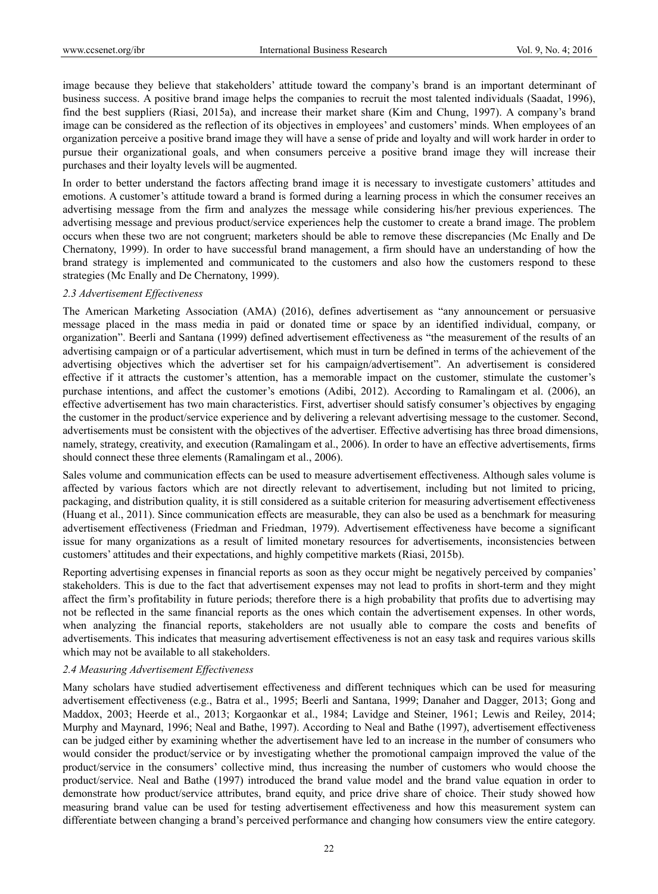image because they believe that stakeholders' attitude toward the company's brand is an important determinant of business success. A positive brand image helps the companies to recruit the most talented individuals (Saadat, 1996), find the best suppliers (Riasi, 2015a), and increase their market share (Kim and Chung, 1997). A company's brand image can be considered as the reflection of its objectives in employees' and customers' minds. When employees of an organization perceive a positive brand image they will have a sense of pride and loyalty and will work harder in order to pursue their organizational goals, and when consumers perceive a positive brand image they will increase their purchases and their loyalty levels will be augmented.

In order to better understand the factors affecting brand image it is necessary to investigate customers' attitudes and emotions. A customer's attitude toward a brand is formed during a learning process in which the consumer receives an advertising message from the firm and analyzes the message while considering his/her previous experiences. The advertising message and previous product/service experiences help the customer to create a brand image. The problem occurs when these two are not congruent; marketers should be able to remove these discrepancies (Mc Enally and De Chernatony, 1999). In order to have successful brand management, a firm should have an understanding of how the brand strategy is implemented and communicated to the customers and also how the customers respond to these strategies (Mc Enally and De Chernatony, 1999).

### *2.3 Advertisement Effectiveness*

The American Marketing Association (AMA) (2016), defines advertisement as "any announcement or persuasive message placed in the mass media in paid or donated time or space by an identified individual, company, or organization". Beerli and Santana (1999) defined advertisement effectiveness as "the measurement of the results of an advertising campaign or of a particular advertisement, which must in turn be defined in terms of the achievement of the advertising objectives which the advertiser set for his campaign/advertisement". An advertisement is considered effective if it attracts the customer's attention, has a memorable impact on the customer, stimulate the customer's purchase intentions, and affect the customer's emotions (Adibi, 2012). According to Ramalingam et al. (2006), an effective advertisement has two main characteristics. First, advertiser should satisfy consumer's objectives by engaging the customer in the product/service experience and by delivering a relevant advertising message to the customer. Second, advertisements must be consistent with the objectives of the advertiser. Effective advertising has three broad dimensions, namely, strategy, creativity, and execution (Ramalingam et al., 2006). In order to have an effective advertisements, firms should connect these three elements (Ramalingam et al., 2006).

Sales volume and communication effects can be used to measure advertisement effectiveness. Although sales volume is affected by various factors which are not directly relevant to advertisement, including but not limited to pricing, packaging, and distribution quality, it is still considered as a suitable criterion for measuring advertisement effectiveness (Huang et al., 2011). Since communication effects are measurable, they can also be used as a benchmark for measuring advertisement effectiveness (Friedman and Friedman, 1979). Advertisement effectiveness have become a significant issue for many organizations as a result of limited monetary resources for advertisements, inconsistencies between customers' attitudes and their expectations, and highly competitive markets (Riasi, 2015b).

Reporting advertising expenses in financial reports as soon as they occur might be negatively perceived by companies' stakeholders. This is due to the fact that advertisement expenses may not lead to profits in short-term and they might affect the firm's profitability in future periods; therefore there is a high probability that profits due to advertising may not be reflected in the same financial reports as the ones which contain the advertisement expenses. In other words, when analyzing the financial reports, stakeholders are not usually able to compare the costs and benefits of advertisements. This indicates that measuring advertisement effectiveness is not an easy task and requires various skills which may not be available to all stakeholders.

### *2.4 Measuring Advertisement Effectiveness*

Many scholars have studied advertisement effectiveness and different techniques which can be used for measuring advertisement effectiveness (e.g., Batra et al., 1995; Beerli and Santana, 1999; Danaher and Dagger, 2013; Gong and Maddox, 2003; Heerde et al., 2013; Korgaonkar et al., 1984; Lavidge and Steiner, 1961; Lewis and Reiley, 2014; Murphy and Maynard, 1996; Neal and Bathe, 1997). According to Neal and Bathe (1997), advertisement effectiveness can be judged either by examining whether the advertisement have led to an increase in the number of consumers who would consider the product/service or by investigating whether the promotional campaign improved the value of the product/service in the consumers' collective mind, thus increasing the number of customers who would choose the product/service. Neal and Bathe (1997) introduced the brand value model and the brand value equation in order to demonstrate how product/service attributes, brand equity, and price drive share of choice. Their study showed how measuring brand value can be used for testing advertisement effectiveness and how this measurement system can differentiate between changing a brand's perceived performance and changing how consumers view the entire category.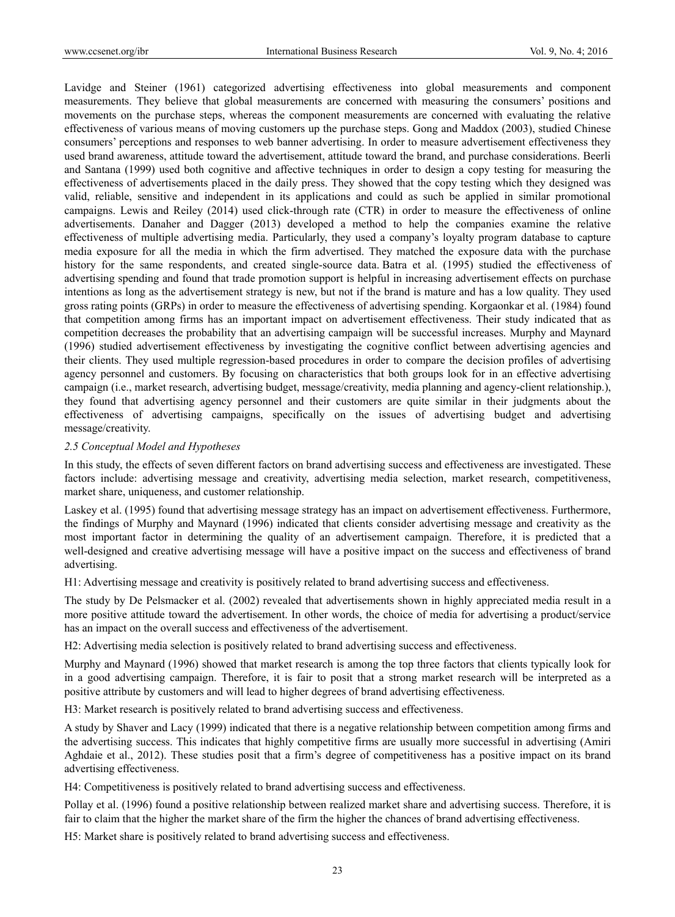Lavidge and Steiner (1961) categorized advertising effectiveness into global measurements and component measurements. They believe that global measurements are concerned with measuring the consumers' positions and movements on the purchase steps, whereas the component measurements are concerned with evaluating the relative effectiveness of various means of moving customers up the purchase steps. Gong and Maddox (2003), studied Chinese consumers' perceptions and responses to web banner advertising. In order to measure advertisement effectiveness they used brand awareness, attitude toward the advertisement, attitude toward the brand, and purchase considerations. Beerli and Santana (1999) used both cognitive and affective techniques in order to design a copy testing for measuring the effectiveness of advertisements placed in the daily press. They showed that the copy testing which they designed was valid, reliable, sensitive and independent in its applications and could as such be applied in similar promotional campaigns. Lewis and Reiley (2014) used click-through rate (CTR) in order to measure the effectiveness of online advertisements. Danaher and Dagger (2013) developed a method to help the companies examine the relative effectiveness of multiple advertising media. Particularly, they used a company's loyalty program database to capture media exposure for all the media in which the firm advertised. They matched the exposure data with the purchase history for the same respondents, and created single-source data. Batra et al. (1995) studied the effectiveness of advertising spending and found that trade promotion support is helpful in increasing advertisement effects on purchase intentions as long as the advertisement strategy is new, but not if the brand is mature and has a low quality. They used gross rating points (GRPs) in order to measure the effectiveness of advertising spending. Korgaonkar et al. (1984) found that competition among firms has an important impact on advertisement effectiveness. Their study indicated that as competition decreases the probability that an advertising campaign will be successful increases. Murphy and Maynard (1996) studied advertisement effectiveness by investigating the cognitive conflict between advertising agencies and their clients. They used multiple regression-based procedures in order to compare the decision profiles of advertising agency personnel and customers. By focusing on characteristics that both groups look for in an effective advertising campaign (i.e., market research, advertising budget, message/creativity, media planning and agency-client relationship.), they found that advertising agency personnel and their customers are quite similar in their judgments about the effectiveness of advertising campaigns, specifically on the issues of advertising budget and advertising message/creativity.

### *2.5 Conceptual Model and Hypotheses*

In this study, the effects of seven different factors on brand advertising success and effectiveness are investigated. These factors include: advertising message and creativity, advertising media selection, market research, competitiveness, market share, uniqueness, and customer relationship.

Laskey et al. (1995) found that advertising message strategy has an impact on advertisement effectiveness. Furthermore, the findings of Murphy and Maynard (1996) indicated that clients consider advertising message and creativity as the most important factor in determining the quality of an advertisement campaign. Therefore, it is predicted that a well-designed and creative advertising message will have a positive impact on the success and effectiveness of brand advertising.

H1: Advertising message and creativity is positively related to brand advertising success and effectiveness.

The study by De Pelsmacker et al. (2002) revealed that advertisements shown in highly appreciated media result in a more positive attitude toward the advertisement. In other words, the choice of media for advertising a product/service has an impact on the overall success and effectiveness of the advertisement.

H2: Advertising media selection is positively related to brand advertising success and effectiveness.

Murphy and Maynard (1996) showed that market research is among the top three factors that clients typically look for in a good advertising campaign. Therefore, it is fair to posit that a strong market research will be interpreted as a positive attribute by customers and will lead to higher degrees of brand advertising effectiveness.

H3: Market research is positively related to brand advertising success and effectiveness.

A study by Shaver and Lacy (1999) indicated that there is a negative relationship between competition among firms and the advertising success. This indicates that highly competitive firms are usually more successful in advertising (Amiri Aghdaie et al., 2012). These studies posit that a firm's degree of competitiveness has a positive impact on its brand advertising effectiveness.

H4: Competitiveness is positively related to brand advertising success and effectiveness.

Pollay et al. (1996) found a positive relationship between realized market share and advertising success. Therefore, it is fair to claim that the higher the market share of the firm the higher the chances of brand advertising effectiveness.

H5: Market share is positively related to brand advertising success and effectiveness.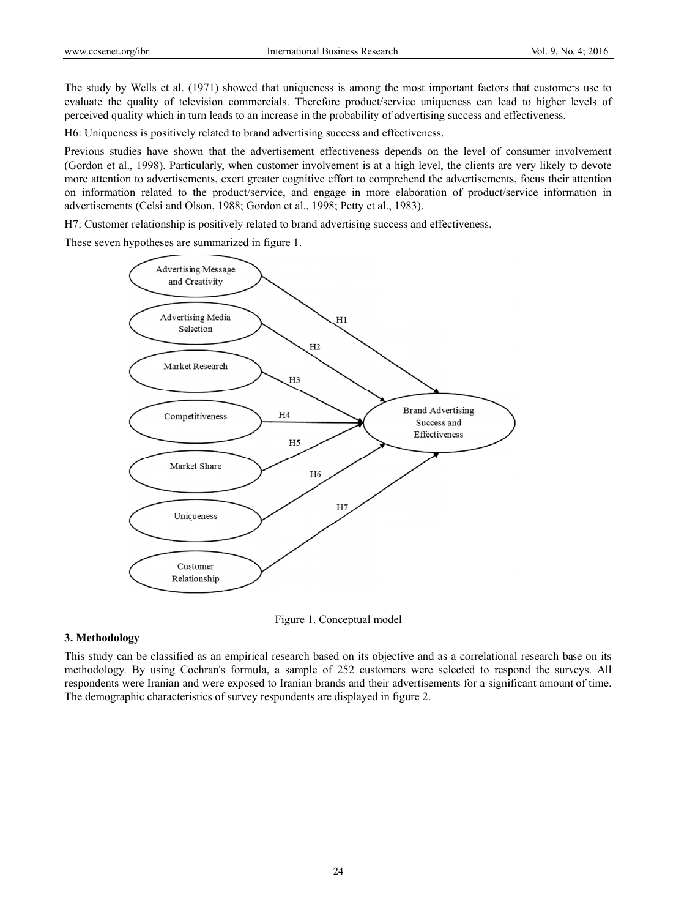The study by Wells et al. (1971) showed that uniqueness is among the most important factors that customers use to evaluate the quality of television commercials. Therefore product/service uniqueness can lead to higher levels of perceived quality which in turn leads to an increase in the probability of advertising success and effectiveness.

H6: Uniqueness is positively related to brand advertising success and effectiveness.

Previous studies have shown that the advertisement effectiveness depends on the level of consumer involvement (Gordon et al., 1998). Particularly, when customer involvement is at a high level, the clients are very likely to devote more attention to advertisements, exert greater cognitive effort to comprehend the advertisements, focus their attention on information related to the product/service, and engage in more elaboration of product/service information in advertisements (Celsi and Olson, 1988; Gordon et al., 1998; Petty et al., 1983).

H7: Customer relationship is positively related to brand advertising success and effectiveness.

These seven hypotheses are summarized in figure 1.

Advertising Message and Creativity

Advertising Media Selection

Market Research

Competitiveness

Market Share

Uniqueness

Customer Relationship

H1

H2

H3

H4

H5

H6

H7

Brand Advertising Success and Effectiveness

Figure 1. Conceptual model

### 3. Methodology

This study can be classified as an empirical research based on its objective and as a correlational research base on its methodology. By using Cochran's formula, a sample of 252 customers were selected to respond the surveys. All respondents were Iranian and were exposed to Iranian brands and their advertisements for a significant amount of time. The demographic characteristics of survey respondents are displayed in figure 2.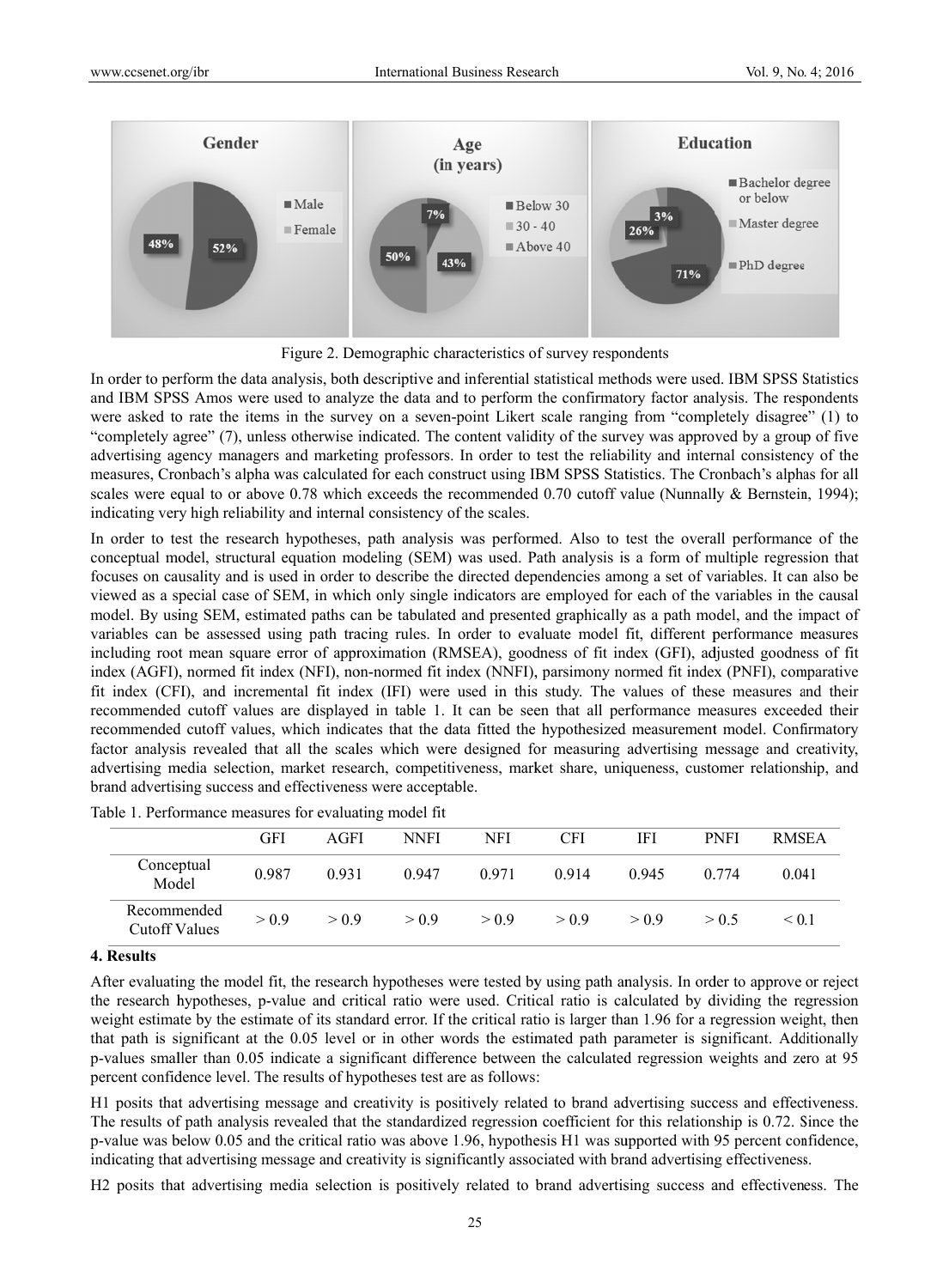Figure 2. Demographic characteristics of survey respondents

In order to perform the data analysis, both descriptive and inferential statistical methods were used. IBM SPSS Statistics and IBM SPSS Amos were used to analyze the data and to perform the confirmatory factor analysis. The respondents were asked to rate the items in the survey on a seven-point Likert scale ranging from "completely disagree" (1) to "completely agree" (7), unless otherwise indicated. The content validity of the survey was approved by a group of five advertising agency managers and marketing professors. In order to test the reliability and internal consistency of the measures, Cronbach's alpha was calculated for each construct using IBM SPSS Statistics. The Cronbach's alphas for all scales were equal to or above 0.78 which exceeds the recommended 0.70 cutoff value (Nunnally & Bernstein, 1994); indicating very high reliability and internal consistency of the scales.

In order to test the research hypotheses, path analysis was performed. Also to test the overall performance of the conceptual model, structural equation modeling (SEM) was used. Path analysis is a form of multiple regression that focuses on causality and is used in order to describe the directed dependencies among a set of variables. It can also be viewed as a special case of SEM, in which only single indicators are employed for each of the variables in the causal model. By using SEM, estimated paths can be tabulated and presented graphically as a path model, and the impact of variables can be assessed using path tracing rules. In order to evaluate model fit, different performance measures including root mean square error of approximation (RMSEA), goodness of fit index (GFI), adjusted goodness of fit index (AGFI), normed fit index (NFI), non-normed fit index (NNFI), parsimony normed fit index (PNFI), comparative fit index (CFI), and incremental fit index (IFI) were used in this study. The values of these measures and their recommended cutoff values are displayed in table 1. It can be seen that all performance measures exceeded their recommended cutoff values, which indicates that the data fitted the hypothesized measurement model. Confirmatory factor analysis revealed that all the scales which were designed for measuring advertising message and creativity, advertising media selection, market research, competitiveness, market share, uniqueness, customer relationship, and brand advertising success and effectiveness were acceptable.

Table 1. Performance measures for evaluating model fit

| | GFI | AGFI | NNFI | NFI | CFI | IFI | PNFI | RMSEA |
|---|---|---|---|---|---|---|---|---|
| Conceptual Model | 0.987 | 0.931 | 0.947 | 0.971 | 0.914 | 0.945 | 0.774 | 0.041 |
| Recommended Cutoff Values | > 0.9 | > 0.9 | > 0.9 | > 0.9 | > 0.9 | > 0.9 | > 0.5 | < 0.1 |

## 4. Results

After evaluating the model fit, the research hypotheses were tested by using path analysis. In order to approve or reject the research hypotheses, p-value and critical ratio were used. Critical ratio is calculated by dividing the regression weight estimate by the estimate of its standard error. If the critical ratio is larger than 1.96 for a regression weight, then that path is significant at the 0.05 level or in other words the estimated path parameter is significant. Additionally p-values smaller than 0.05 indicate a significant difference between the calculated regression weights and zero at 95 percent confidence level. The results of hypotheses test are as follows:

H1 posits that advertising message and creativity is positively related to brand advertising success and effectiveness. The results of path analysis revealed that the standardized regression coefficient for this relationship is 0.72. Since the p-value was below 0.05 and the critical ratio was above 1.96, hypothesis H1 was supported with 95 percent confidence, indicating that advertising message and creativity is significantly associated with brand advertising effectiveness.

H2 posits that advertising media selection is positively related to brand advertising success and effectiveness. The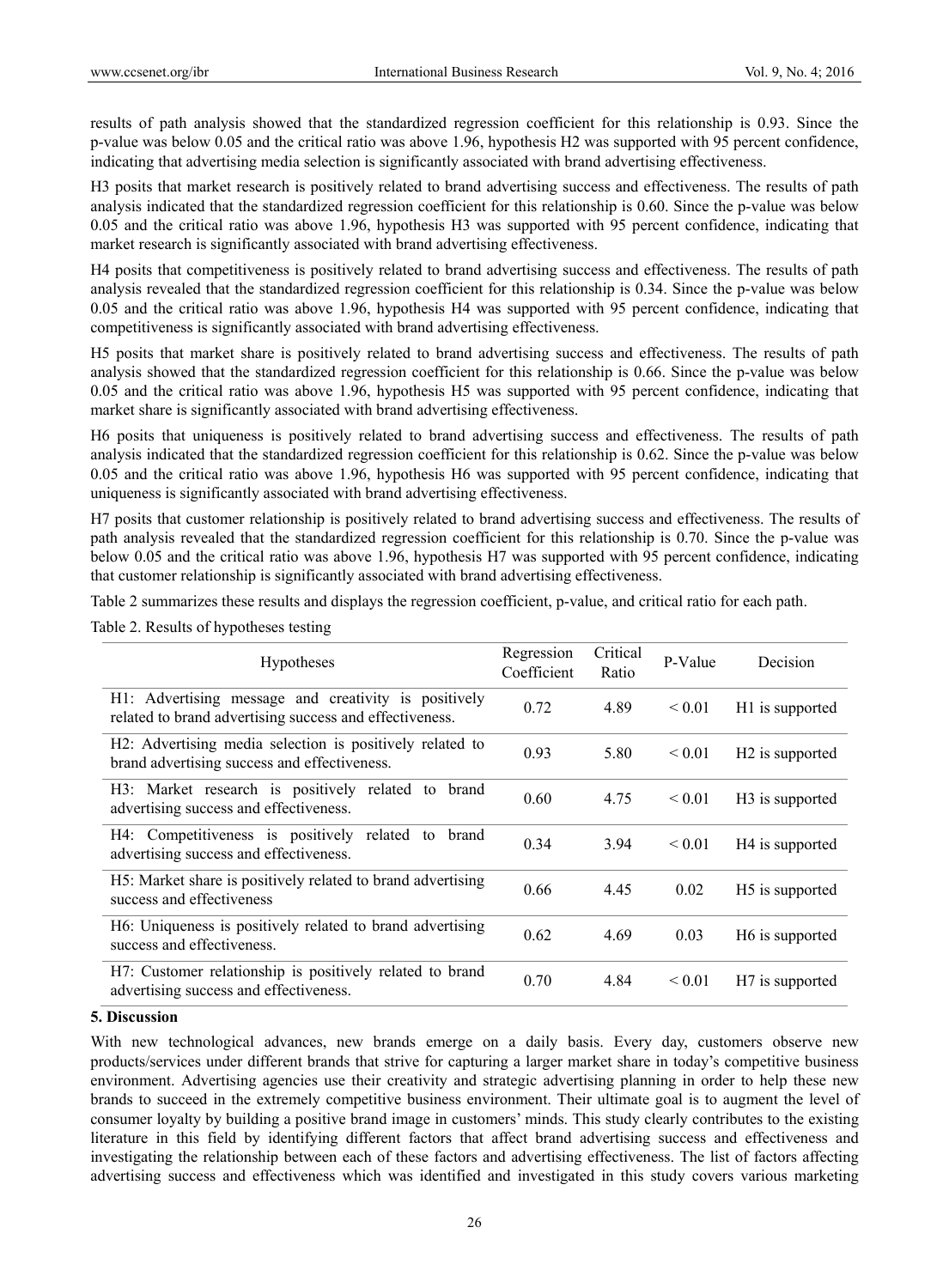results of path analysis showed that the standardized regression coefficient for this relationship is 0.93. Since the p-value was below 0.05 and the critical ratio was above 1.96, hypothesis H2 was supported with 95 percent confidence, indicating that advertising media selection is significantly associated with brand advertising effectiveness.

H3 posits that market research is positively related to brand advertising success and effectiveness. The results of path analysis indicated that the standardized regression coefficient for this relationship is 0.60. Since the p-value was below 0.05 and the critical ratio was above 1.96, hypothesis H3 was supported with 95 percent confidence, indicating that market research is significantly associated with brand advertising effectiveness.

H4 posits that competitiveness is positively related to brand advertising success and effectiveness. The results of path analysis revealed that the standardized regression coefficient for this relationship is 0.34. Since the p-value was below 0.05 and the critical ratio was above 1.96, hypothesis H4 was supported with 95 percent confidence, indicating that competitiveness is significantly associated with brand advertising effectiveness.

H5 posits that market share is positively related to brand advertising success and effectiveness. The results of path analysis showed that the standardized regression coefficient for this relationship is 0.66. Since the p-value was below 0.05 and the critical ratio was above 1.96, hypothesis H5 was supported with 95 percent confidence, indicating that market share is significantly associated with brand advertising effectiveness.

H6 posits that uniqueness is positively related to brand advertising success and effectiveness. The results of path analysis indicated that the standardized regression coefficient for this relationship is 0.62. Since the p-value was below 0.05 and the critical ratio was above 1.96, hypothesis H6 was supported with 95 percent confidence, indicating that uniqueness is significantly associated with brand advertising effectiveness.

H7 posits that customer relationship is positively related to brand advertising success and effectiveness. The results of path analysis revealed that the standardized regression coefficient for this relationship is 0.70. Since the p-value was below 0.05 and the critical ratio was above 1.96, hypothesis H7 was supported with 95 percent confidence, indicating that customer relationship is significantly associated with brand advertising effectiveness.

Table 2 summarizes these results and displays the regression coefficient, p-value, and critical ratio for each path.

Table 2. Results of hypotheses testing

| Hypotheses | Regression Coefficient | Critical Ratio | P-Value | Decision |
|---|---|---|---|---|
| H1: Advertising message and creativity is positively related to brand advertising success and effectiveness. | 0.72 | 4.89 | < 0.01 | H1 is supported |
| H2: Advertising media selection is positively related to brand advertising success and effectiveness. | 0.93 | 5.80 | < 0.01 | H2 is supported |
| H3: Market research is positively related to brand advertising success and effectiveness. | 0.60 | 4.75 | < 0.01 | H3 is supported |
| H4: Competitiveness is positively related to brand advertising success and effectiveness. | 0.34 | 3.94 | < 0.01 | H4 is supported |
| H5: Market share is positively related to brand advertising success and effectiveness | 0.66 | 4.45 | 0.02 | H5 is supported |
| H6: Uniqueness is positively related to brand advertising success and effectiveness. | 0.62 | 4.69 | 0.03 | H6 is supported |
| H7: Customer relationship is positively related to brand advertising success and effectiveness. | 0.70 | 4.84 | < 0.01 | H7 is supported |

## 5. Discussion

With new technological advances, new brands emerge on a daily basis. Every day, customers observe new products/services under different brands that strive for capturing a larger market share in today's competitive business environment. Advertising agencies use their creativity and strategic advertising planning in order to help these new brands to succeed in the extremely competitive business environment. Their ultimate goal is to augment the level of consumer loyalty by building a positive brand image in customers' minds. This study clearly contributes to the existing literature in this field by identifying different factors that affect brand advertising success and effectiveness and investigating the relationship between each of these factors and advertising effectiveness. The list of factors affecting advertising success and effectiveness which was identified and investigated in this study covers various marketing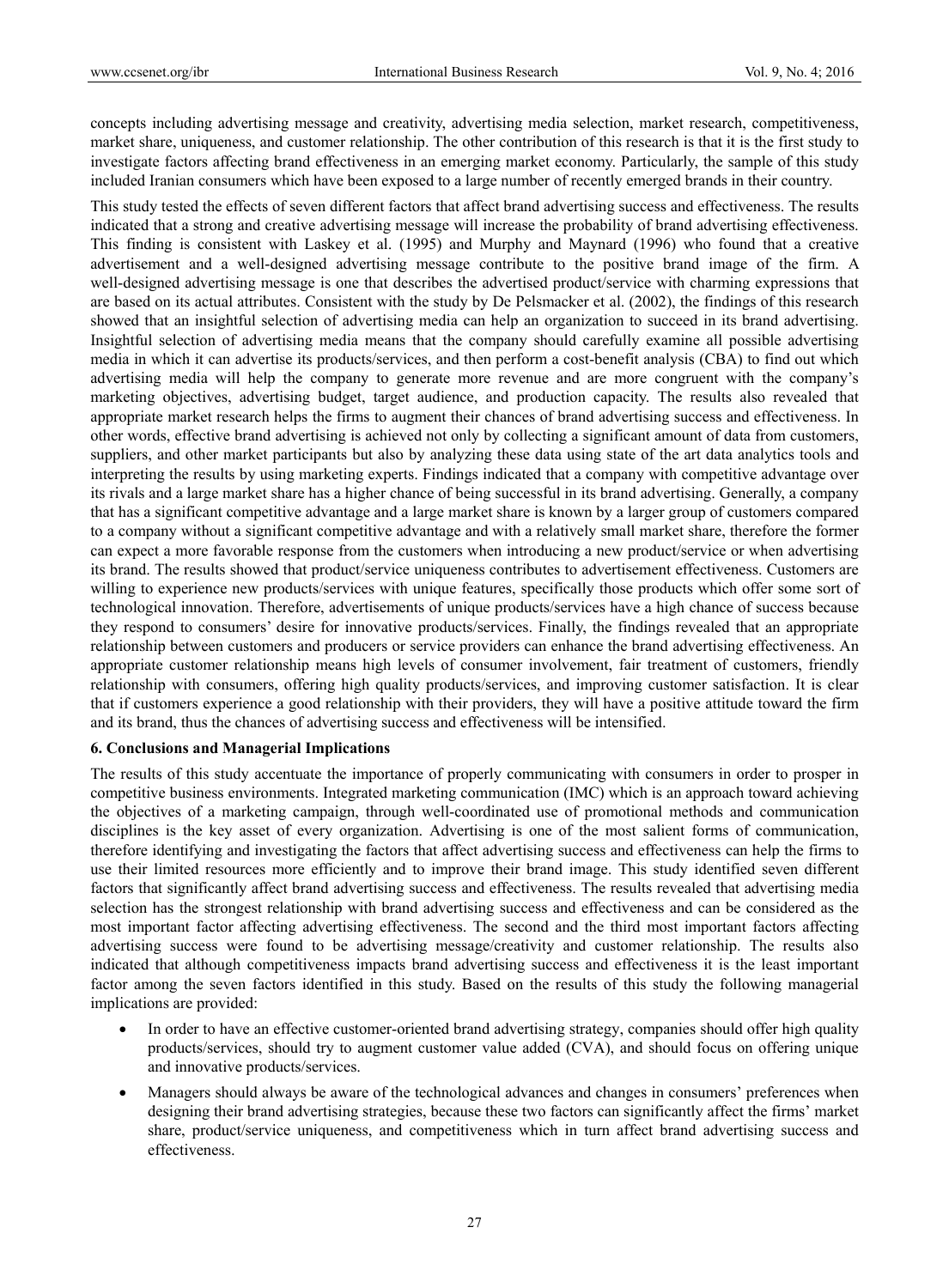concepts including advertising message and creativity, advertising media selection, market research, competitiveness, market share, uniqueness, and customer relationship. The other contribution of this research is that it is the first study to investigate factors affecting brand effectiveness in an emerging market economy. Particularly, the sample of this study included Iranian consumers which have been exposed to a large number of recently emerged brands in their country.

This study tested the effects of seven different factors that affect brand advertising success and effectiveness. The results indicated that a strong and creative advertising message will increase the probability of brand advertising effectiveness. This finding is consistent with Laskey et al. (1995) and Murphy and Maynard (1996) who found that a creative advertisement and a well-designed advertising message contribute to the positive brand image of the firm. A well-designed advertising message is one that describes the advertised product/service with charming expressions that are based on its actual attributes. Consistent with the study by De Pelsmacker et al. (2002), the findings of this research showed that an insightful selection of advertising media can help an organization to succeed in its brand advertising. Insightful selection of advertising media means that the company should carefully examine all possible advertising media in which it can advertise its products/services, and then perform a cost-benefit analysis (CBA) to find out which advertising media will help the company to generate more revenue and are more congruent with the company's marketing objectives, advertising budget, target audience, and production capacity. The results also revealed that appropriate market research helps the firms to augment their chances of brand advertising success and effectiveness. In other words, effective brand advertising is achieved not only by collecting a significant amount of data from customers, suppliers, and other market participants but also by analyzing these data using state of the art data analytics tools and interpreting the results by using marketing experts. Findings indicated that a company with competitive advantage over its rivals and a large market share has a higher chance of being successful in its brand advertising. Generally, a company that has a significant competitive advantage and a large market share is known by a larger group of customers compared to a company without a significant competitive advantage and with a relatively small market share, therefore the former can expect a more favorable response from the customers when introducing a new product/service or when advertising its brand. The results showed that product/service uniqueness contributes to advertisement effectiveness. Customers are willing to experience new products/services with unique features, specifically those products which offer some sort of technological innovation. Therefore, advertisements of unique products/services have a high chance of success because they respond to consumers' desire for innovative products/services. Finally, the findings revealed that an appropriate relationship between customers and producers or service providers can enhance the brand advertising effectiveness. An appropriate customer relationship means high levels of consumer involvement, fair treatment of customers, friendly relationship with consumers, offering high quality products/services, and improving customer satisfaction. It is clear that if customers experience a good relationship with their providers, they will have a positive attitude toward the firm and its brand, thus the chances of advertising success and effectiveness will be intensified.

## 6. Conclusions and Managerial Implications

The results of this study accentuate the importance of properly communicating with consumers in order to prosper in competitive business environments. Integrated marketing communication (IMC) which is an approach toward achieving the objectives of a marketing campaign, through well-coordinated use of promotional methods and communication disciplines is the key asset of every organization. Advertising is one of the most salient forms of communication, therefore identifying and investigating the factors that affect advertising success and effectiveness can help the firms to use their limited resources more efficiently and to improve their brand image. This study identified seven different factors that significantly affect brand advertising success and effectiveness. The results revealed that advertising media selection has the strongest relationship with brand advertising success and effectiveness and can be considered as the most important factor affecting advertising effectiveness. The second and the third most important factors affecting advertising success were found to be advertising message/creativity and customer relationship. The results also indicated that although competitiveness impacts brand advertising success and effectiveness it is the least important factor among the seven factors identified in this study. Based on the results of this study the following managerial implications are provided:

- In order to have an effective customer-oriented brand advertising strategy, companies should offer high quality products/services, should try to augment customer value added (CVA), and should focus on offering unique and innovative products/services.
- Managers should always be aware of the technological advances and changes in consumers' preferences when designing their brand advertising strategies, because these two factors can significantly affect the firms' market share, product/service uniqueness, and competitiveness which in turn affect brand advertising success and effectiveness.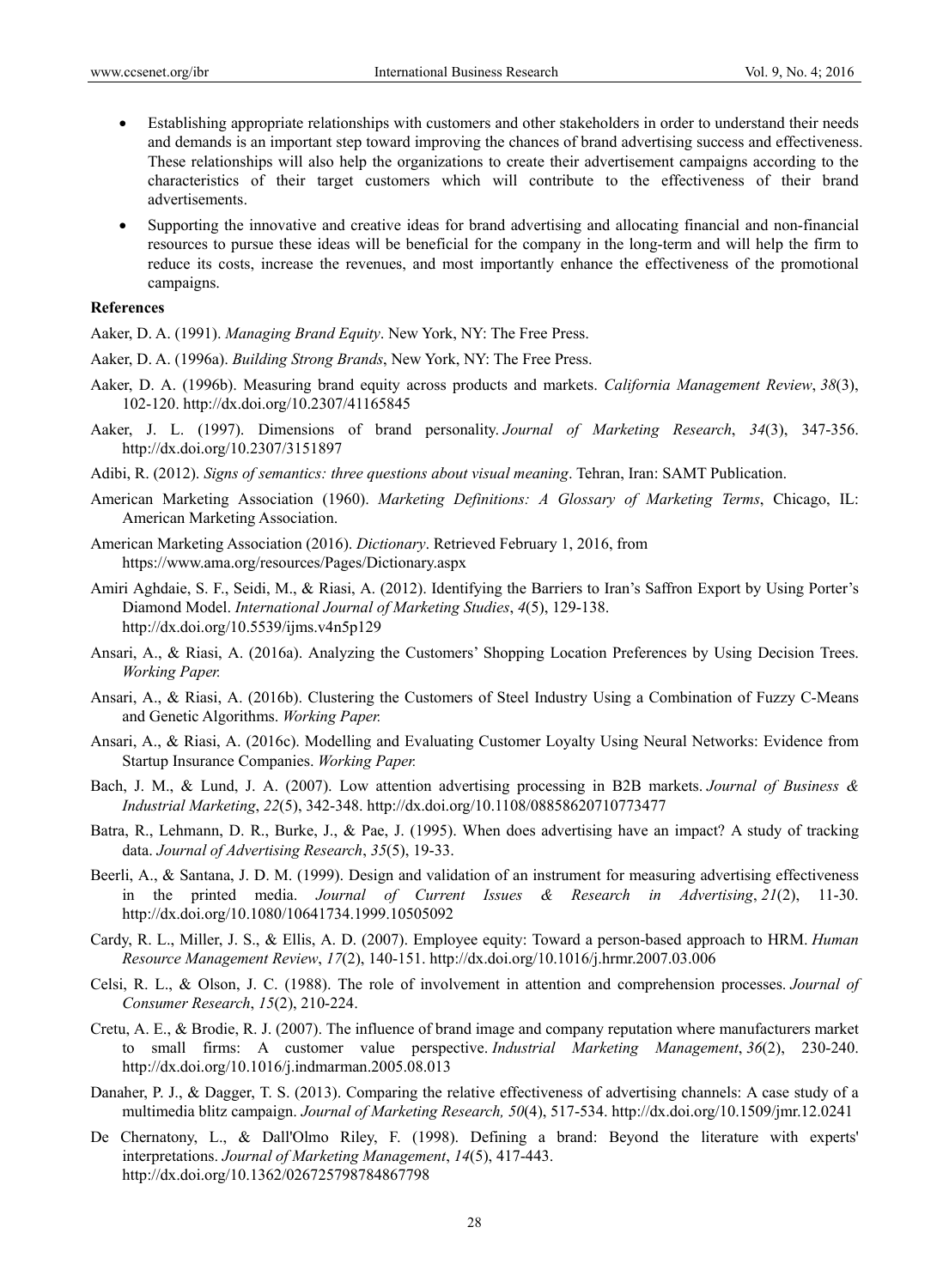- Establishing appropriate relationships with customers and other stakeholders in order to understand their needs and demands is an important step toward improving the chances of brand advertising success and effectiveness. These relationships will also help the organizations to create their advertisement campaigns according to the characteristics of their target customers which will contribute to the effectiveness of their brand advertisements.
- Supporting the innovative and creative ideas for brand advertising and allocating financial and non-financial resources to pursue these ideas will be beneficial for the company in the long-term and will help the firm to reduce its costs, increase the revenues, and most importantly enhance the effectiveness of the promotional campaigns.

**References**

Aaker, D. A. (1991). *Managing Brand Equity*. New York, NY: The Free Press.

Aaker, D. A. (1996a). *Building Strong Brands*, New York, NY: The Free Press.

Aaker, D. A. (1996b). Measuring brand equity across products and markets. *California Management Review*, *38*(3), 102-120. http://dx.doi.org/10.2307/41165845

Aaker, J. L. (1997). Dimensions of brand personality. *Journal of Marketing Research*, *34*(3), 347-356. http://dx.doi.org/10.2307/3151897

Adibi, R. (2012). *Signs of semantics: three questions about visual meaning*. Tehran, Iran: SAMT Publication.

American Marketing Association (1960). *Marketing Definitions: A Glossary of Marketing Terms*, Chicago, IL: American Marketing Association.

American Marketing Association (2016). *Dictionary*. Retrieved February 1, 2016, from https://www.ama.org/resources/Pages/Dictionary.aspx

Amiri Aghdaie, S. F., Seidi, M., & Riasi, A. (2012). Identifying the Barriers to Iran's Saffron Export by Using Porter's Diamond Model. *International Journal of Marketing Studies*, *4*(5), 129-138. http://dx.doi.org/10.5539/ijms.v4n5p129

Ansari, A., & Riasi, A. (2016a). Analyzing the Customers' Shopping Location Preferences by Using Decision Trees. *Working Paper.*

Ansari, A., & Riasi, A. (2016b). Clustering the Customers of Steel Industry Using a Combination of Fuzzy C-Means and Genetic Algorithms. *Working Paper.*

Ansari, A., & Riasi, A. (2016c). Modelling and Evaluating Customer Loyalty Using Neural Networks: Evidence from Startup Insurance Companies. *Working Paper.*

Bach, J. M., & Lund, J. A. (2007). Low attention advertising processing in B2B markets. *Journal of Business & Industrial Marketing*, *22*(5), 342-348. http://dx.doi.org/10.1108/08858620710773477

Batra, R., Lehmann, D. R., Burke, J., & Pae, J. (1995). When does advertising have an impact? A study of tracking data. *Journal of Advertising Research*, *35*(5), 19-33.

Beerli, A., & Santana, J. D. M. (1999). Design and validation of an instrument for measuring advertising effectiveness in the printed media. *Journal of Current Issues & Research in Advertising*, *21*(2), 11-30. http://dx.doi.org/10.1080/10641734.1999.10505092

Cardy, R. L., Miller, J. S., & Ellis, A. D. (2007). Employee equity: Toward a person-based approach to HRM. *Human Resource Management Review*, *17*(2), 140-151. http://dx.doi.org/10.1016/j.hrmr.2007.03.006

Celsi, R. L., & Olson, J. C. (1988). The role of involvement in attention and comprehension processes. *Journal of Consumer Research*, *15*(2), 210-224.

Cretu, A. E., & Brodie, R. J. (2007). The influence of brand image and company reputation where manufacturers market to small firms: A customer value perspective. *Industrial Marketing Management*, *36*(2), 230-240. http://dx.doi.org/10.1016/j.indmarman.2005.08.013

Danaher, P. J., & Dagger, T. S. (2013). Comparing the relative effectiveness of advertising channels: A case study of a multimedia blitz campaign. *Journal of Marketing Research, 50*(4), 517-534. http://dx.doi.org/10.1509/jmr.12.0241

De Chernatony, L., & Dall'Olmo Riley, F. (1998). Defining a brand: Beyond the literature with experts' interpretations. *Journal of Marketing Management*, *14*(5), 417-443. http://dx.doi.org/10.1362/026725798784867798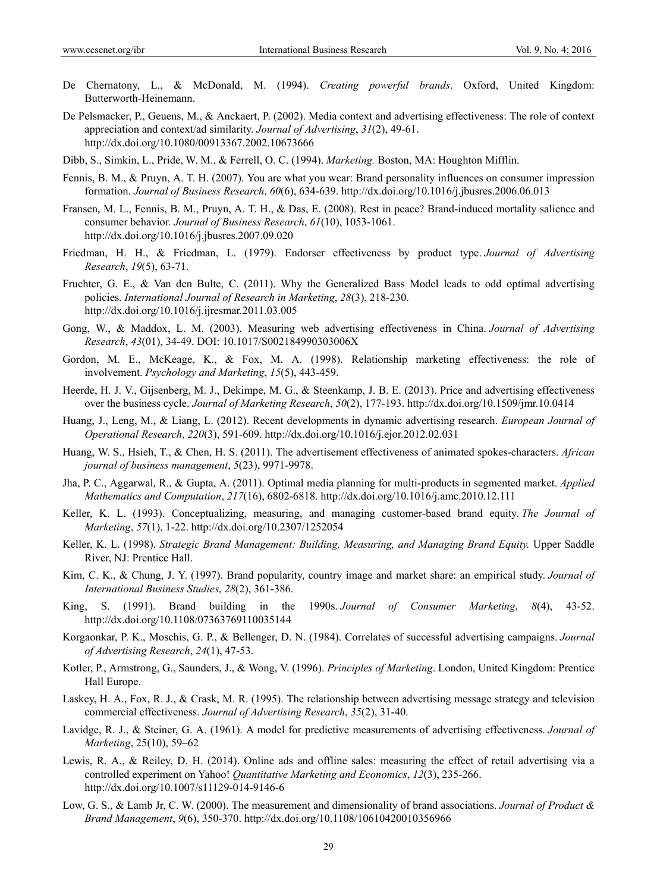De Chernatony, L., & McDonald, M. (1994). *Creating powerful brands*. Oxford, United Kingdom: Butterworth-Heinemann.

De Pelsmacker, P., Geuens, M., & Anckaert, P. (2002). Media context and advertising effectiveness: The role of context appreciation and context/ad similarity. *Journal of Advertising*, *31*(2), 49-61. http://dx.doi.org/10.1080/00913367.2002.10673666

Dibb, S., Simkin, L., Pride, W. M., & Ferrell, O. C. (1994). *Marketing.* Boston, MA: Houghton Mifflin.

Fennis, B. M., & Pruyn, A. T. H. (2007). You are what you wear: Brand personality influences on consumer impression formation. *Journal of Business Research*, *60*(6), 634-639. http://dx.doi.org/10.1016/j.jbusres.2006.06.013

Fransen, M. L., Fennis, B. M., Pruyn, A. T. H., & Das, E. (2008). Rest in peace? Brand-induced mortality salience and consumer behavior. *Journal of Business Research*, *61*(10), 1053-1061. http://dx.doi.org/10.1016/j.jbusres.2007.09.020

Friedman, H. H., & Friedman, L. (1979). Endorser effectiveness by product type. *Journal of Advertising Research*, *19*(5), 63-71.

Fruchter, G. E., & Van den Bulte, C. (2011). Why the Generalized Bass Model leads to odd optimal advertising policies. *International Journal of Research in Marketing*, *28*(3), 218-230. http://dx.doi.org/10.1016/j.ijresmar.2011.03.005

Gong, W., & Maddox, L. M. (2003). Measuring web advertising effectiveness in China. *Journal of Advertising Research*, *43*(01), 34-49. DOI: 10.1017/S002184990303006X

Gordon, M. E., McKeage, K., & Fox, M. A. (1998). Relationship marketing effectiveness: the role of involvement. *Psychology and Marketing*, *15*(5), 443-459.

Heerde, H. J. V., Gijsenberg, M. J., Dekimpe, M. G., & Steenkamp, J. B. E. (2013). Price and advertising effectiveness over the business cycle. *Journal of Marketing Research*, *50*(2), 177-193. http://dx.doi.org/10.1509/jmr.10.0414

Huang, J., Leng, M., & Liang, L. (2012). Recent developments in dynamic advertising research. *European Journal of Operational Research*, *220*(3), 591-609. http://dx.doi.org/10.1016/j.ejor.2012.02.031

Huang, W. S., Hsieh, T., & Chen, H. S. (2011). The advertisement effectiveness of animated spokes-characters. *African journal of business management*, *5*(23), 9971-9978.

Jha, P. C., Aggarwal, R., & Gupta, A. (2011). Optimal media planning for multi-products in segmented market. *Applied Mathematics and Computation*, *217*(16), 6802-6818. http://dx.doi.org/10.1016/j.amc.2010.12.111

Keller, K. L. (1993). Conceptualizing, measuring, and managing customer-based brand equity. *The Journal of Marketing*, *57*(1), 1-22. http://dx.doi.org/10.2307/1252054

Keller, K. L. (1998). *Strategic Brand Management: Building, Measuring, and Managing Brand Equity.* Upper Saddle River, NJ: Prentice Hall.

Kim, C. K., & Chung, J. Y. (1997). Brand popularity, country image and market share: an empirical study. *Journal of International Business Studies*, *28*(2), 361-386.

King, S. (1991). Brand building in the 1990s. *Journal of Consumer Marketing*, *8*(4), 43-52. http://dx.doi.org/10.1108/07363769110035144

Korgaonkar, P. K., Moschis, G. P., & Bellenger, D. N. (1984). Correlates of successful advertising campaigns. *Journal of Advertising Research*, *24*(1), 47-53.

Kotler, P., Armstrong, G., Saunders, J., & Wong, V. (1996). *Principles of Marketing*. London, United Kingdom: Prentice Hall Europe.

Laskey, H. A., Fox, R. J., & Crask, M. R. (1995). The relationship between advertising message strategy and television commercial effectiveness. *Journal of Advertising Research*, *35*(2), 31-40.

Lavidge, R. J., & Steiner, G. A. (1961). A model for predictive measurements of advertising effectiveness. *Journal of Marketing*, 25(10), 59–62

Lewis, R. A., & Reiley, D. H. (2014). Online ads and offline sales: measuring the effect of retail advertising via a controlled experiment on Yahoo! *Quantitative Marketing and Economics*, *12*(3), 235-266. http://dx.doi.org/10.1007/s11129-014-9146-6

Low, G. S., & Lamb Jr, C. W. (2000). The measurement and dimensionality of brand associations. *Journal of Product & Brand Management*, *9*(6), 350-370. http://dx.doi.org/10.1108/10610420010356966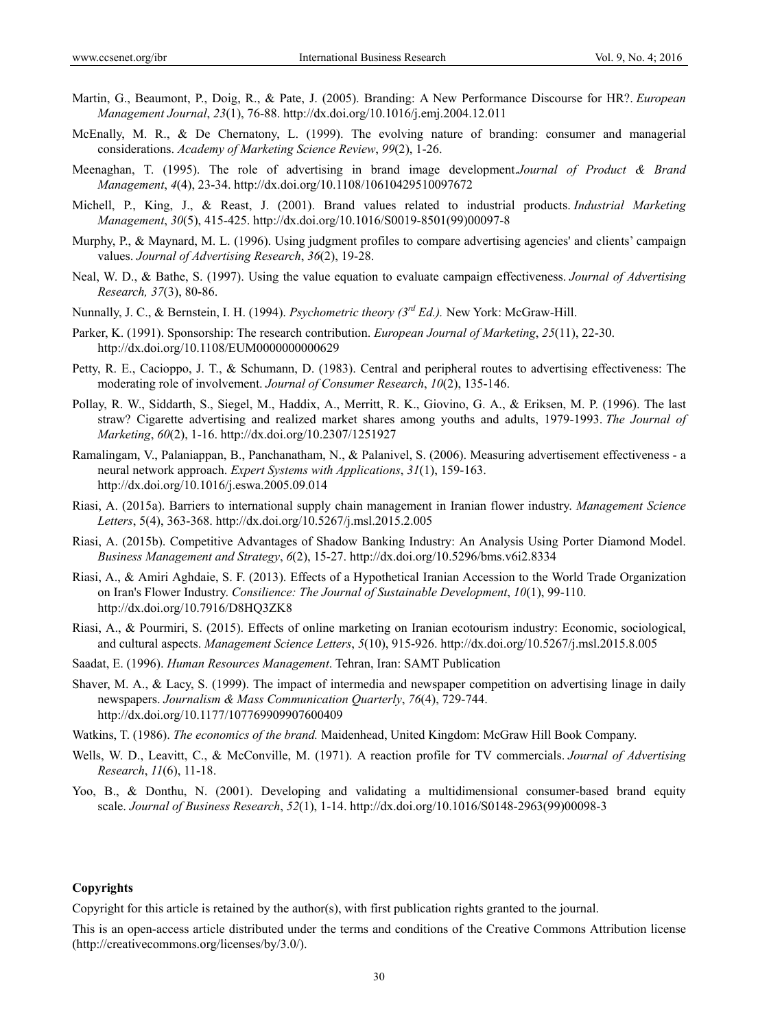Martin, G., Beaumont, P., Doig, R., & Pate, J. (2005). Branding: A New Performance Discourse for HR?. *European Management Journal*, *23*(1), 76-88. http://dx.doi.org/10.1016/j.emj.2004.12.011

McEnally, M. R., & De Chernatony, L. (1999). The evolving nature of branding: consumer and managerial considerations. *Academy of Marketing Science Review*, *99*(2), 1-26.

Meenaghan, T. (1995). The role of advertising in brand image development.*Journal of Product & Brand Management*, *4*(4), 23-34. http://dx.doi.org/10.1108/10610429510097672

Michell, P., King, J., & Reast, J. (2001). Brand values related to industrial products. *Industrial Marketing Management*, *30*(5), 415-425. http://dx.doi.org/10.1016/S0019-8501(99)00097-8

Murphy, P., & Maynard, M. L. (1996). Using judgment profiles to compare advertising agencies' and clients' campaign values. *Journal of Advertising Research*, *36*(2), 19-28.

Neal, W. D., & Bathe, S. (1997). Using the value equation to evaluate campaign effectiveness. *Journal of Advertising Research, 37*(3), 80-86.

Nunnally, J. C., & Bernstein, I. H. (1994). *Psychometric theory (3rd Ed.).* New York: McGraw-Hill.

Parker, K. (1991). Sponsorship: The research contribution. *European Journal of Marketing*, *25*(11), 22-30. http://dx.doi.org/10.1108/EUM0000000000629

Petty, R. E., Cacioppo, J. T., & Schumann, D. (1983). Central and peripheral routes to advertising effectiveness: The moderating role of involvement. *Journal of Consumer Research*, *10*(2), 135-146.

Pollay, R. W., Siddarth, S., Siegel, M., Haddix, A., Merritt, R. K., Giovino, G. A., & Eriksen, M. P. (1996). The last straw? Cigarette advertising and realized market shares among youths and adults, 1979-1993. *The Journal of Marketing*, *60*(2), 1-16. http://dx.doi.org/10.2307/1251927

Ramalingam, V., Palaniappan, B., Panchanatham, N., & Palanivel, S. (2006). Measuring advertisement effectiveness - a neural network approach. *Expert Systems with Applications*, *31*(1), 159-163. http://dx.doi.org/10.1016/j.eswa.2005.09.014

Riasi, A. (2015a). Barriers to international supply chain management in Iranian flower industry. *Management Science Letters*, 5(4), 363-368. http://dx.doi.org/10.5267/j.msl.2015.2.005

Riasi, A. (2015b). Competitive Advantages of Shadow Banking Industry: An Analysis Using Porter Diamond Model. *Business Management and Strategy*, *6*(2), 15-27. http://dx.doi.org/10.5296/bms.v6i2.8334

Riasi, A., & Amiri Aghdaie, S. F. (2013). Effects of a Hypothetical Iranian Accession to the World Trade Organization on Iran's Flower Industry. *Consilience: The Journal of Sustainable Development*, *10*(1), 99-110. http://dx.doi.org/10.7916/D8HQ3ZK8

Riasi, A., & Pourmiri, S. (2015). Effects of online marketing on Iranian ecotourism industry: Economic, sociological, and cultural aspects. *Management Science Letters*, *5*(10), 915-926. http://dx.doi.org/10.5267/j.msl.2015.8.005

Saadat, E. (1996). *Human Resources Management*. Tehran, Iran: SAMT Publication

Shaver, M. A., & Lacy, S. (1999). The impact of intermedia and newspaper competition on advertising linage in daily newspapers. *Journalism & Mass Communication Quarterly*, *76*(4), 729-744. http://dx.doi.org/10.1177/107769909907600409

Watkins, T. (1986). *The economics of the brand.* Maidenhead, United Kingdom: McGraw Hill Book Company.

Wells, W. D., Leavitt, C., & McConville, M. (1971). A reaction profile for TV commercials. *Journal of Advertising Research*, *11*(6), 11-18.

Yoo, B., & Donthu, N. (2001). Developing and validating a multidimensional consumer-based brand equity scale. *Journal of Business Research*, *52*(1), 1-14. http://dx.doi.org/10.1016/S0148-2963(99)00098-3

**Copyrights**

Copyright for this article is retained by the author(s), with first publication rights granted to the journal.

This is an open-access article distributed under the terms and conditions of the Creative Commons Attribution license (http://creativecommons.org/licenses/by/3.0/).